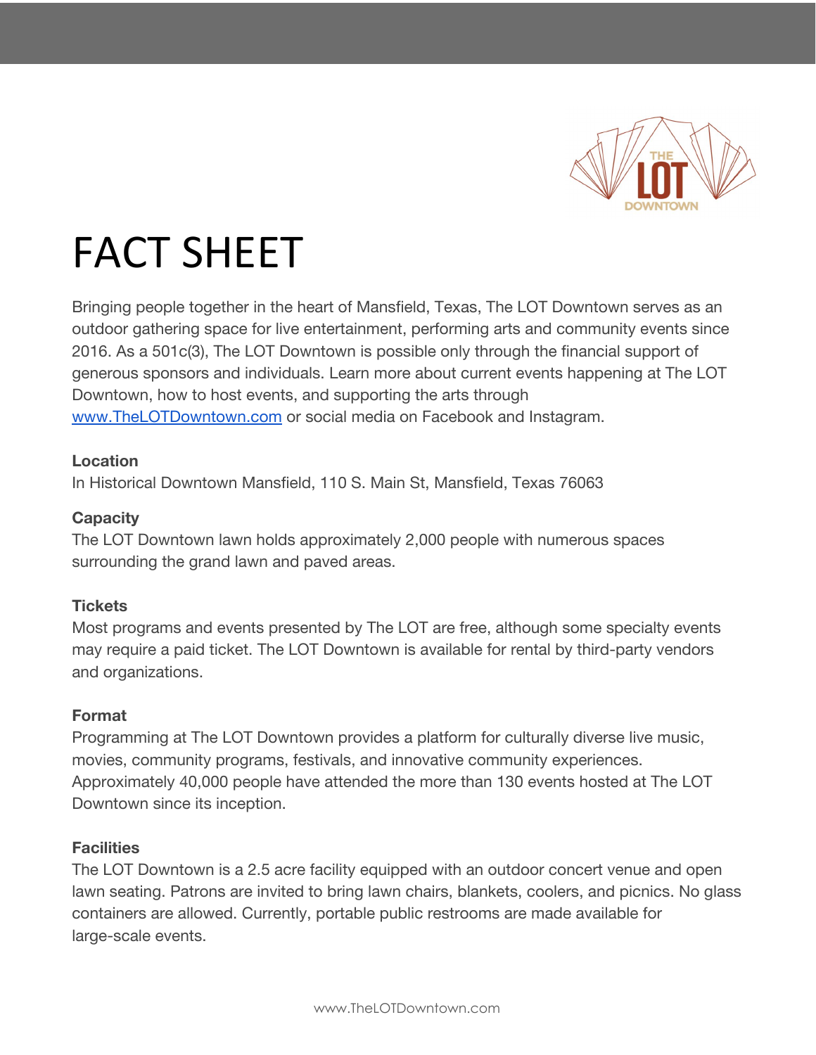# FACT SHEET

Bringing people together in the heart of Mansfield, Texas, The LOT Downtown serves as an outdoor gathering space for live entertainment, performing arts and community events since 2016. As a 501c(3), The LOT Downtown is possible only through the financial support of generous sponsors and individuals. Learn more about current events happening at The LOT Downtown, how to host events, and supporting the arts through [www.TheLOTDowntown.com](http://www.TheLOTDowntown.com) or social media on Facebook and Instagram.

**Location**
In Historical Downtown Mansfield, 110 S. Main St, Mansfield, Texas 76063

**Capacity**
The LOT Downtown lawn holds approximately 2,000 people with numerous spaces surrounding the grand lawn and paved areas.

**Tickets**
Most programs and events presented by The LOT are free, although some specialty events may require a paid ticket. The LOT Downtown is available for rental by third-party vendors and organizations.

**Format**
Programming at The LOT Downtown provides a platform for culturally diverse live music, movies, community programs, festivals, and innovative community experiences. Approximately 40,000 people have attended the more than 130 events hosted at The LOT Downtown since its inception.

**Facilities**
The LOT Downtown is a 2.5 acre facility equipped with an outdoor concert venue and open lawn seating. Patrons are invited to bring lawn chairs, blankets, coolers, and picnics. No glass containers are allowed. Currently, portable public restrooms are made available for large-scale events.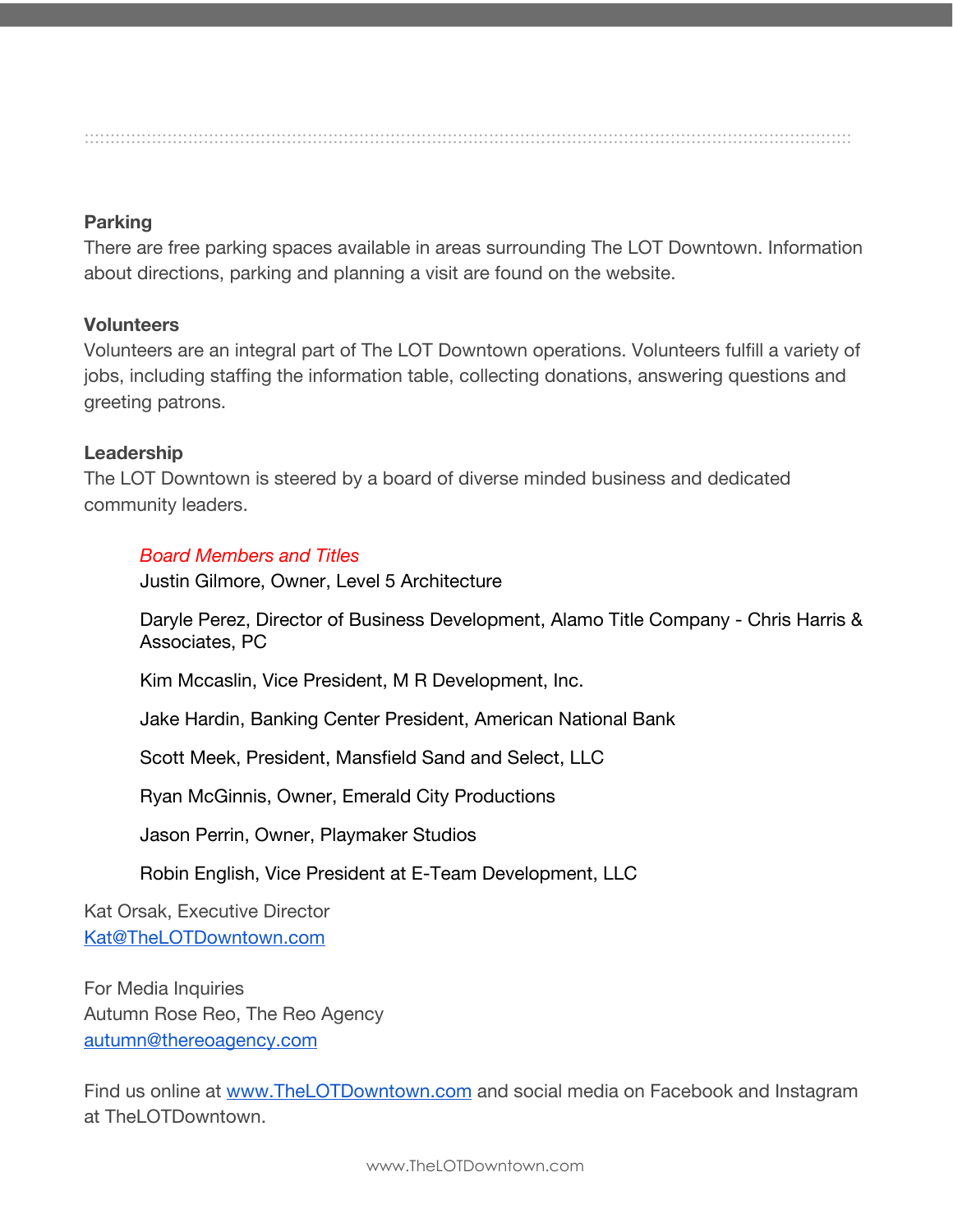## Parking

There are free parking spaces available in areas surrounding The LOT Downtown. Information about directions, parking and planning a visit are found on the website.

## Volunteers

Volunteers are an integral part of The LOT Downtown operations. Volunteers fulfill a variety of jobs, including staffing the information table, collecting donations, answering questions and greeting patrons.

## Leadership

The LOT Downtown is steered by a board of diverse minded business and dedicated community leaders.

*Board Members and Titles*

Justin Gilmore, Owner, Level 5 Architecture

Daryle Perez, Director of Business Development, Alamo Title Company - Chris Harris & Associates, PC

Kim Mccaslin, Vice President, M R Development, Inc.

Jake Hardin, Banking Center President, American National Bank

Scott Meek, President, Mansfield Sand and Select, LLC

Ryan McGinnis, Owner, Emerald City Productions

Jason Perrin, Owner, Playmaker Studios

Robin English, Vice President at E-Team Development, LLC

Kat Orsak, Executive Director
Kat@TheLOTDowntown.com

For Media Inquiries
Autumn Rose Reo, The Reo Agency
autumn@thereoagency.com

Find us online at www.TheLOTDowntown.com and social media on Facebook and Instagram at TheLOTDowntown.